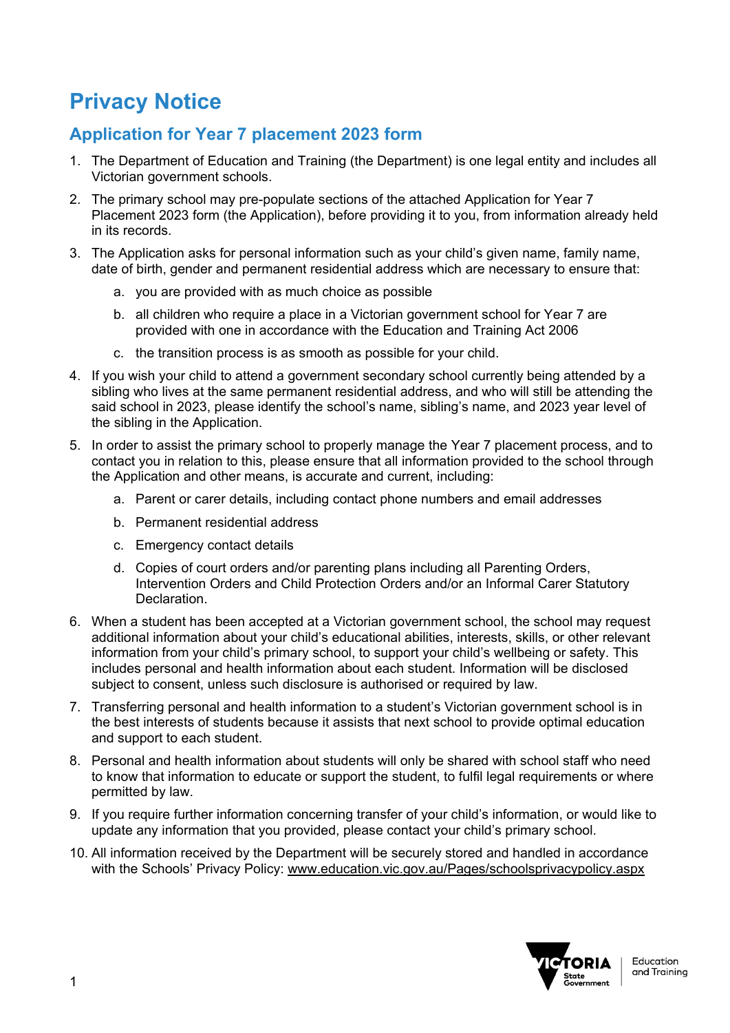# Privacy Notice

## Application for Year 7 placement 2023 form

1. The Department of Education and Training (the Department) is one legal entity and includes all Victorian government schools.
2. The primary school may pre-populate sections of the attached Application for Year 7 Placement 2023 form (the Application), before providing it to you, from information already held in its records.
3. The Application asks for personal information such as your child's given name, family name, date of birth, gender and permanent residential address which are necessary to ensure that:
   a. you are provided with as much choice as possible
   b. all children who require a place in a Victorian government school for Year 7 are provided with one in accordance with the Education and Training Act 2006
   c. the transition process is as smooth as possible for your child.
4. If you wish your child to attend a government secondary school currently being attended by a sibling who lives at the same permanent residential address, and who will still be attending the said school in 2023, please identify the school's name, sibling's name, and 2023 year level of the sibling in the Application.
5. In order to assist the primary school to properly manage the Year 7 placement process, and to contact you in relation to this, please ensure that all information provided to the school through the Application and other means, is accurate and current, including:
   a. Parent or carer details, including contact phone numbers and email addresses
   b. Permanent residential address
   c. Emergency contact details
   d. Copies of court orders and/or parenting plans including all Parenting Orders, Intervention Orders and Child Protection Orders and/or an Informal Carer Statutory Declaration.
6. When a student has been accepted at a Victorian government school, the school may request additional information about your child's educational abilities, interests, skills, or other relevant information from your child's primary school, to support your child's wellbeing or safety. This includes personal and health information about each student. Information will be disclosed subject to consent, unless such disclosure is authorised or required by law.
7. Transferring personal and health information to a student's Victorian government school is in the best interests of students because it assists that next school to provide optimal education and support to each student.
8. Personal and health information about students will only be shared with school staff who need to know that information to educate or support the student, to fulfil legal requirements or where permitted by law.
9. If you require further information concerning transfer of your child's information, or would like to update any information that you provided, please contact your child's primary school.
10. All information received by the Department will be securely stored and handled in accordance with the Schools' Privacy Policy: www.education.vic.gov.au/Pages/schoolsprivacypolicy.aspx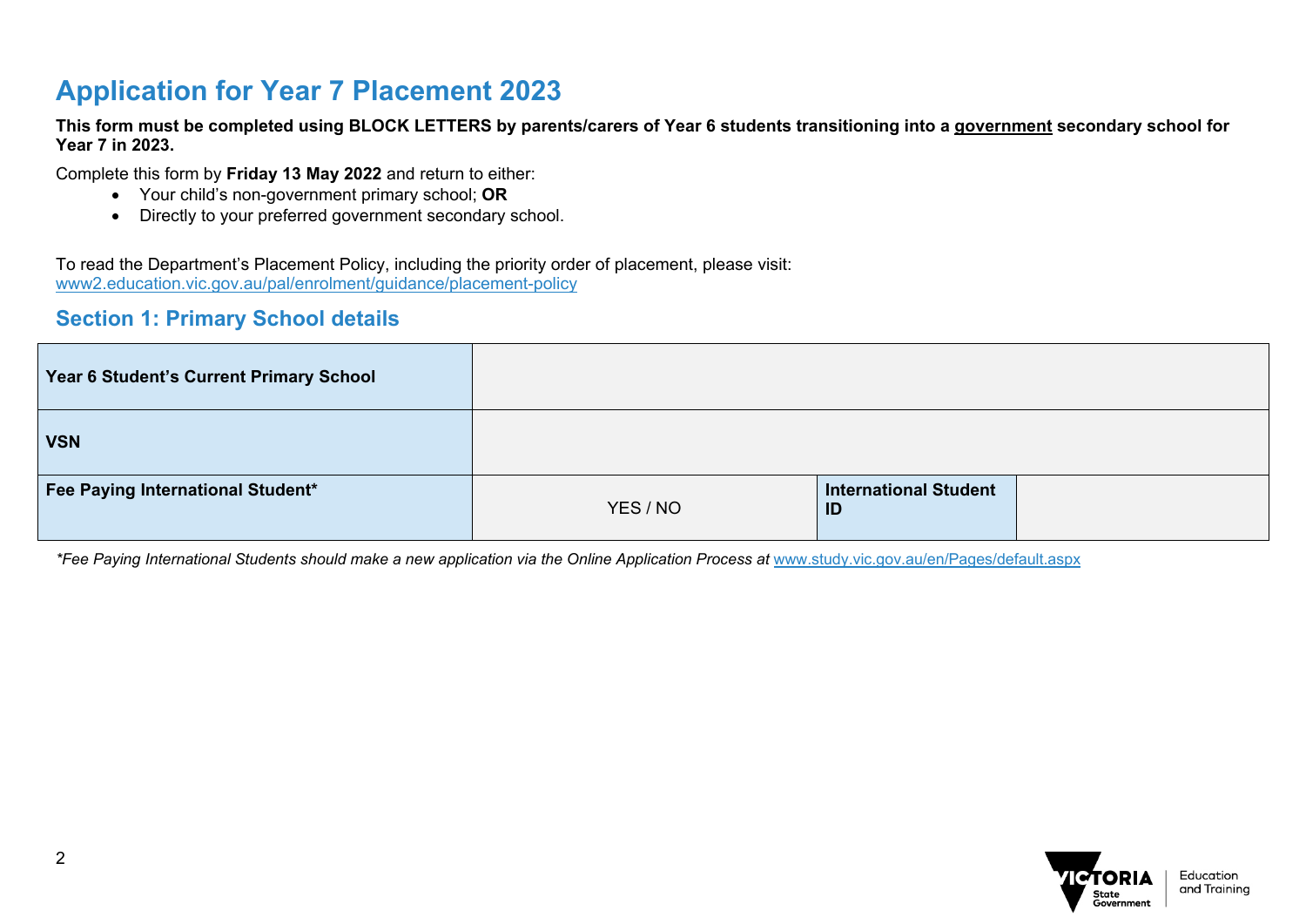# Application for Year 7 Placement 2023

**This form must be completed using BLOCK LETTERS by parents/carers of Year 6 students transitioning into a <u>government</u> secondary school for Year 7 in 2023.**

Complete this form by **Friday 13 May 2022** and return to either:

- Your child's non-government primary school; **OR**
- Directly to your preferred government secondary school.

To read the Department's Placement Policy, including the priority order of placement, please visit:
[www2.education.vic.gov.au/pal/enrolment/guidance/placement-policy](www2.education.vic.gov.au/pal/enrolment/guidance/placement-policy)

## Section 1: Primary School details

| | | | |
|---|---|---|---|
| **Year 6 Student's Current Primary School** | | | |
| **VSN** | | | |
| **Fee Paying International Student*** | YES / NO | **International Student ID** | |

*\*Fee Paying International Students should make a new application via the Online Application Process at* [www.study.vic.gov.au/en/Pages/default.aspx](www.study.vic.gov.au/en/Pages/default.aspx)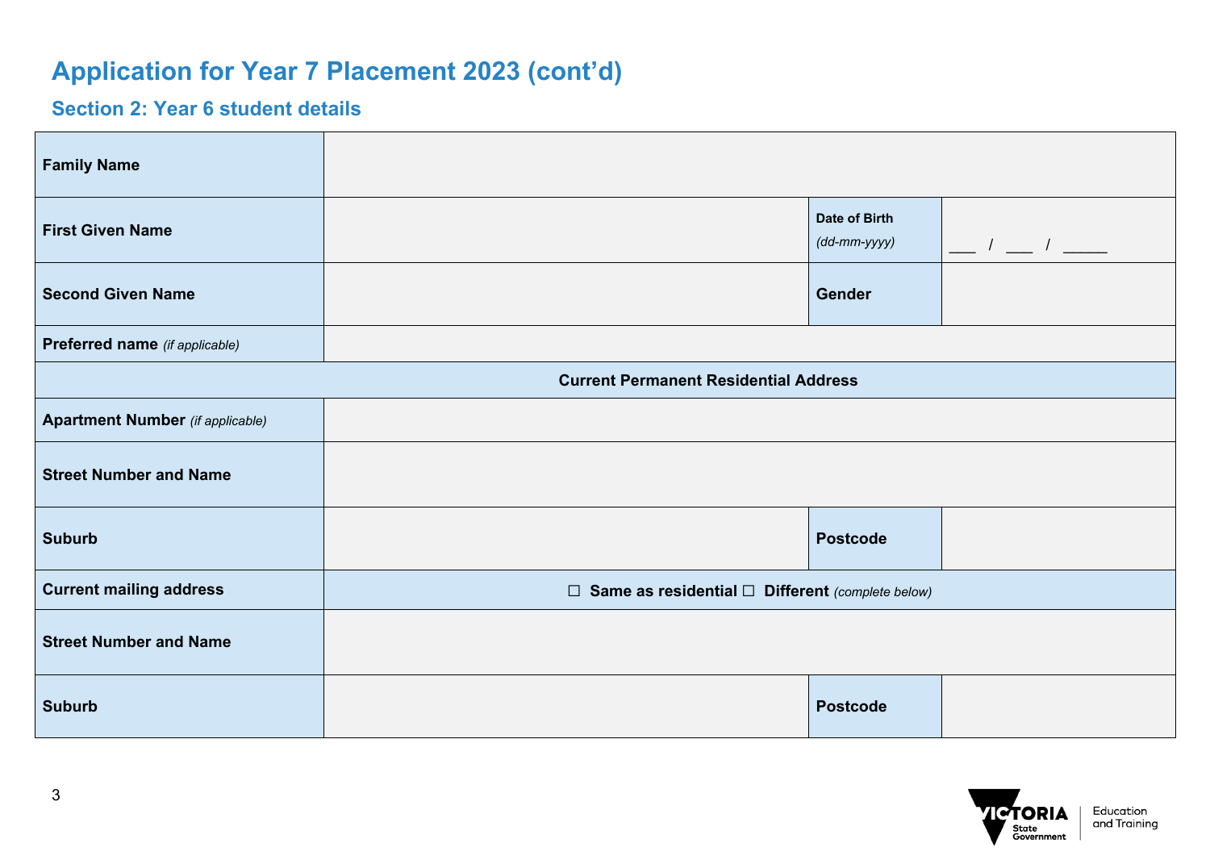# Application for Year 7 Placement 2023 (cont'd)

## Section 2: Year 6 student details

| | | | |
|---|---|---|---|
| **Family Name** | | | |
| **First Given Name** | | **Date of Birth** *(dd-mm-yyyy)* | ___ / ___ / _____ |
| **Second Given Name** | | **Gender** | |
| **Preferred name** *(if applicable)* | | | |
| **Current Permanent Residential Address** | | | |
| **Apartment Number** *(if applicable)* | | | |
| **Street Number and Name** | | | |
| **Suburb** | | **Postcode** | |
| **Current mailing address** | ☐ **Same as residential** ☐ **Different** *(complete below)* | | |
| **Street Number and Name** | | | |
| **Suburb** | | **Postcode** | |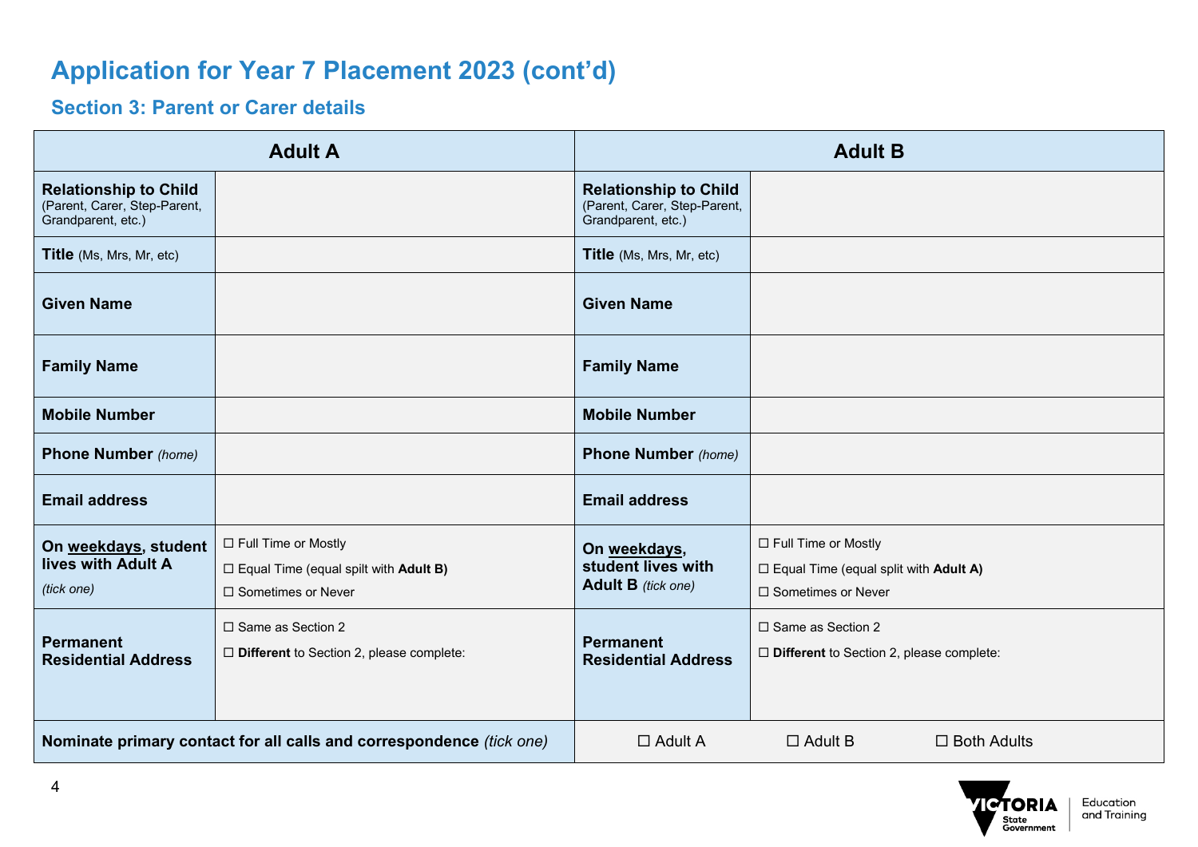# Application for Year 7 Placement 2023 (cont'd)

## Section 3: Parent or Carer details

| Adult A | | Adult B | |
|---|---|---|---|
| **Relationship to Child** (Parent, Carer, Step-Parent, Grandparent, etc.) | | **Relationship to Child** (Parent, Carer, Step-Parent, Grandparent, etc.) | |
| **Title** (Ms, Mrs, Mr, etc) | | **Title** (Ms, Mrs, Mr, etc) | |
| **Given Name** | | **Given Name** | |
| **Family Name** | | **Family Name** | |
| **Mobile Number** | | **Mobile Number** | |
| **Phone Number** *(home)* | | **Phone Number** *(home)* | |
| **Email address** | | **Email address** | |
| **On weekdays, student lives with Adult A** *(tick one)* | ☐ Full Time or Mostly<br>☐ Equal Time (equal spilt with **Adult B)**<br>☐ Sometimes or Never | **On weekdays, student lives with Adult B** *(tick one)* | ☐ Full Time or Mostly<br>☐ Equal Time (equal spilt with **Adult A)**<br>☐ Sometimes or Never |
| **Permanent Residential Address** | ☐ Same as Section 2<br>☐ **Different** to Section 2, please complete: | **Permanent Residential Address** | ☐ Same as Section 2<br>☐ **Different** to Section 2, please complete: |
| **Nominate primary contact for all calls and correspondence** *(tick one)* | | ☐ Adult A ☐ Adult B ☐ Both Adults | |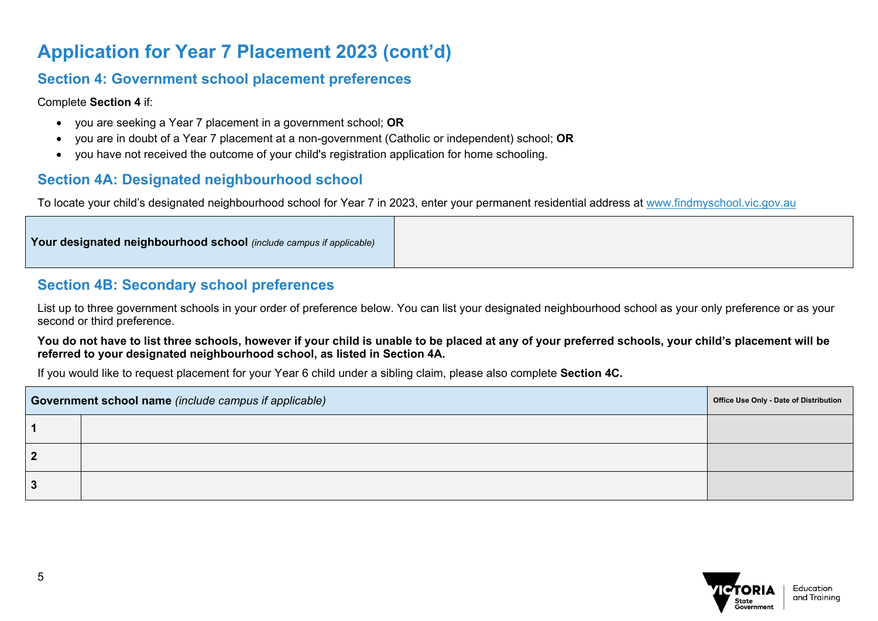# Application for Year 7 Placement 2023 (cont'd)

## Section 4: Government school placement preferences

Complete **Section 4** if:

- you are seeking a Year 7 placement in a government school; **OR**
- you are in doubt of a Year 7 placement at a non-government (Catholic or independent) school; **OR**
- you have not received the outcome of your child's registration application for home schooling.

## Section 4A: Designated neighbourhood school

To locate your child's designated neighbourhood school for Year 7 in 2023, enter your permanent residential address at www.findmyschool.vic.gov.au

| **Your designated neighbourhood school** *(include campus if applicable)* | |
|---|---|

## Section 4B: Secondary school preferences

List up to three government schools in your order of preference below. You can list your designated neighbourhood school as your only preference or as your second or third preference.

**You do not have to list three schools, however if your child is unable to be placed at any of your preferred schools, your child's placement will be referred to your designated neighbourhood school, as listed in Section 4A.**

If you would like to request placement for your Year 6 child under a sibling claim, please also complete **Section 4C.**

| **Government school name** *(include campus if applicable)* | | **Office Use Only - Date of Distribution** |
|---|---|---|
| **1** | | |
| **2** | | |
| **3** | | |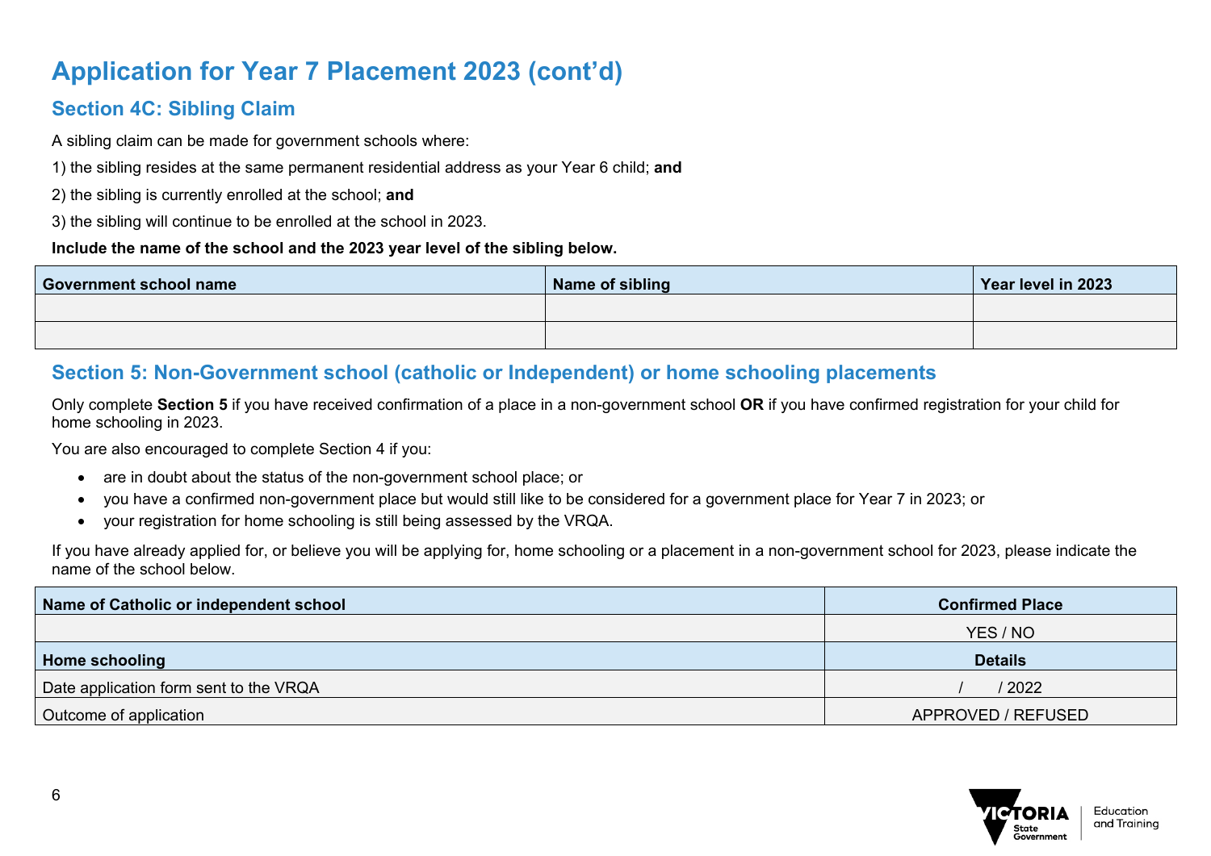# Application for Year 7 Placement 2023 (cont'd)

## Section 4C: Sibling Claim

A sibling claim can be made for government schools where:

1) the sibling resides at the same permanent residential address as your Year 6 child; **and**

2) the sibling is currently enrolled at the school; **and**

3) the sibling will continue to be enrolled at the school in 2023.

**Include the name of the school and the 2023 year level of the sibling below.**

| Government school name | Name of sibling | Year level in 2023 |
|---|---|---|
| | | |
| | | |

## Section 5: Non-Government school (catholic or Independent) or home schooling placements

Only complete **Section 5** if you have received confirmation of a place in a non-government school **OR** if you have confirmed registration for your child for home schooling in 2023.

You are also encouraged to complete Section 4 if you:

- are in doubt about the status of the non-government school place; or
- you have a confirmed non-government place but would still like to be considered for a government place for Year 7 in 2023; or
- your registration for home schooling is still being assessed by the VRQA.

If you have already applied for, or believe you will be applying for, home schooling or a placement in a non-government school for 2023, please indicate the name of the school below.

| Name of Catholic or independent school | Confirmed Place |
|---|---|
| | YES / NO |
| **Home schooling** | **Details** |
| Date application form sent to the VRQA | / / 2022 |
| Outcome of application | APPROVED / REFUSED |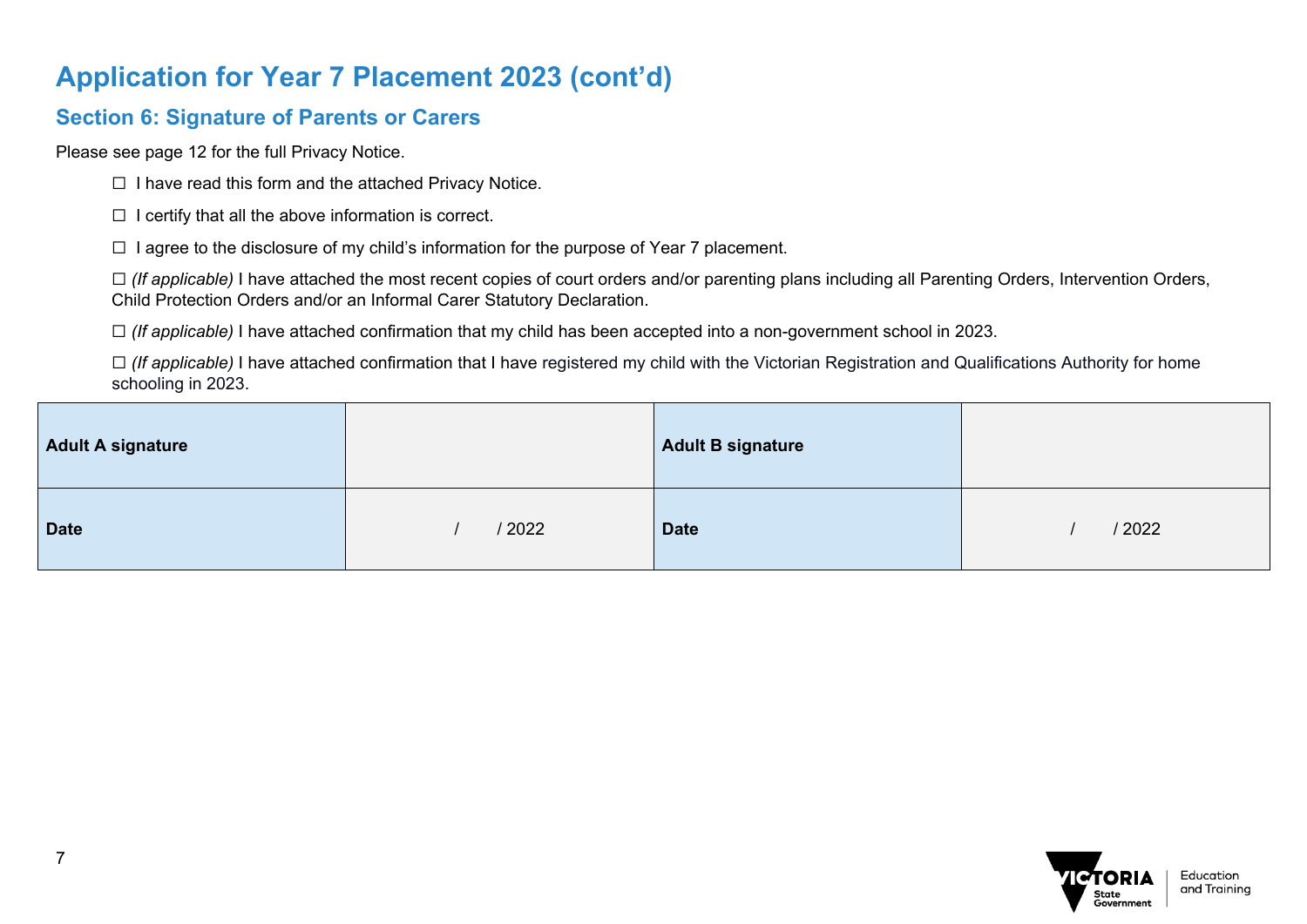# Application for Year 7 Placement 2023 (cont'd)

## Section 6: Signature of Parents or Carers

Please see page 12 for the full Privacy Notice.

☐ I have read this form and the attached Privacy Notice.

☐ I certify that all the above information is correct.

☐ I agree to the disclosure of my child's information for the purpose of Year 7 placement.

☐ *(If applicable)* I have attached the most recent copies of court orders and/or parenting plans including all Parenting Orders, Intervention Orders, Child Protection Orders and/or an Informal Carer Statutory Declaration.

☐ *(If applicable)* I have attached confirmation that my child has been accepted into a non-government school in 2023.

☐ *(If applicable)* I have attached confirmation that I have registered my child with the Victorian Registration and Qualifications Authority for home schooling in 2023.

| | | | |
|---|---|---|---|
| **Adult A signature** | | **Adult B signature** | |
| **Date** | / / 2022 | **Date** | / / 2022 |